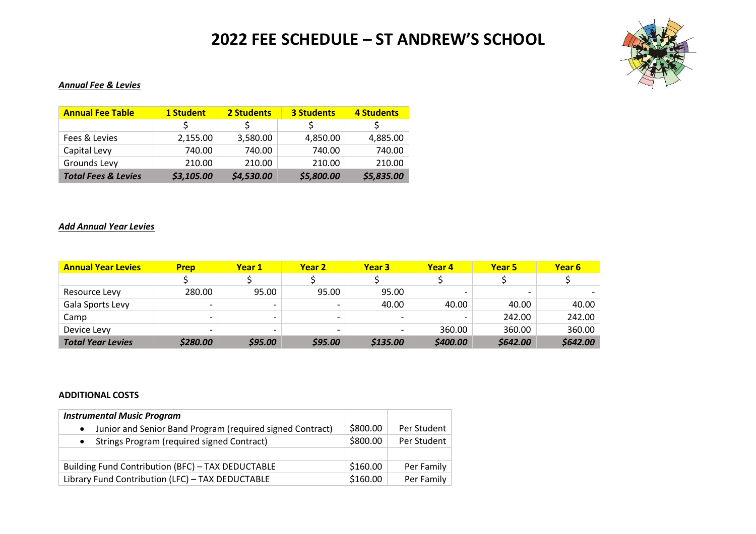# 2022 FEE SCHEDULE – ST ANDREW'S SCHOOL

***Annual Fee & Levies***

| **Annual Fee Table** | **1 Student** | **2 Students** | **3 Students** | **4 Students** |
|---|---|---|---|---|
| | $ | $ | $ | $ |
| Fees & Levies | 2,155.00 | 3,580.00 | 4,850.00 | 4,885.00 |
| Capital Levy | 740.00 | 740.00 | 740.00 | 740.00 |
| Grounds Levy | 210.00 | 210.00 | 210.00 | 210.00 |
| ***Total Fees & Levies*** | ***$3,105.00*** | ***$4,530.00*** | ***$5,800.00*** | ***$5,835.00*** |

***Add Annual Year Levies***

| **Annual Year Levies** | **Prep** | **Year 1** | **Year 2** | **Year 3** | **Year 4** | **Year 5** | **Year 6** |
|---|---|---|---|---|---|---|---|
| | $ | $ | $ | $ | $ | $ | $ |
| Resource Levy | 280.00 | 95.00 | 95.00 | 95.00 | - | - | - |
| Gala Sports Levy | - | - | - | 40.00 | 40.00 | 40.00 | 40.00 |
| Camp | - | - | - | - | - | 242.00 | 242.00 |
| Device Levy | - | - | - | - | 360.00 | 360.00 | 360.00 |
| ***Total Year Levies*** | ***$280.00*** | ***$95.00*** | ***$95.00*** | ***$135.00*** | ***$400.00*** | ***$642.00*** | ***$642.00*** |

**ADDITIONAL COSTS**

| ***Instrumental Music Program*** | | |
|---|---|---|
| • Junior and Senior Band Program (required signed Contract) | $800.00 | Per Student |
| • Strings Program (required signed Contract) | $800.00 | Per Student |
| | | |
| Building Fund Contribution (BFC) – TAX DEDUCTABLE | $160.00 | Per Family |
| Library Fund Contribution (LFC) – TAX DEDUCTABLE | $160.00 | Per Family |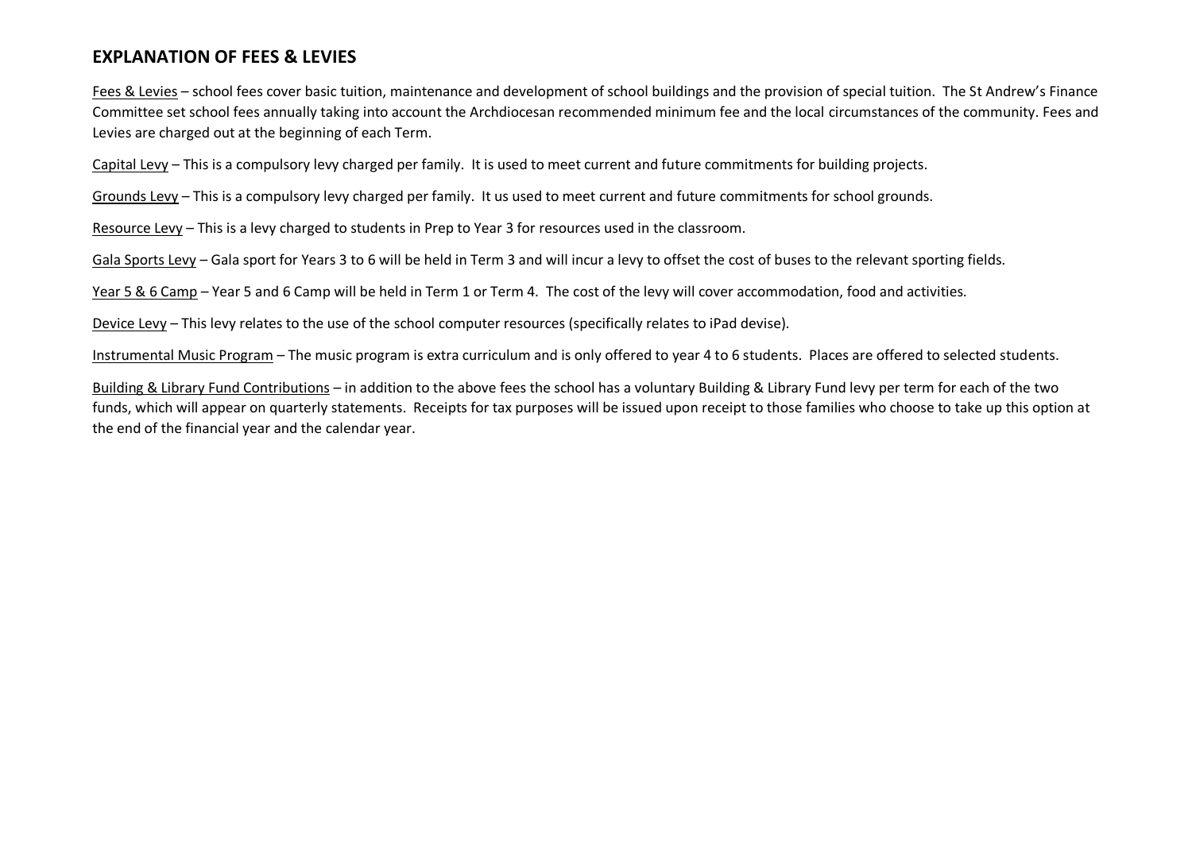## EXPLANATION OF FEES & LEVIES

Fees & Levies – school fees cover basic tuition, maintenance and development of school buildings and the provision of special tuition. The St Andrew's Finance Committee set school fees annually taking into account the Archdiocesan recommended minimum fee and the local circumstances of the community. Fees and Levies are charged out at the beginning of each Term.

Capital Levy – This is a compulsory levy charged per family. It is used to meet current and future commitments for building projects.

Grounds Levy – This is a compulsory levy charged per family. It us used to meet current and future commitments for school grounds.

Resource Levy – This is a levy charged to students in Prep to Year 3 for resources used in the classroom.

Gala Sports Levy – Gala sport for Years 3 to 6 will be held in Term 3 and will incur a levy to offset the cost of buses to the relevant sporting fields.

Year 5 & 6 Camp – Year 5 and 6 Camp will be held in Term 1 or Term 4. The cost of the levy will cover accommodation, food and activities.

Device Levy – This levy relates to the use of the school computer resources (specifically relates to iPad devise).

Instrumental Music Program – The music program is extra curriculum and is only offered to year 4 to 6 students. Places are offered to selected students.

Building & Library Fund Contributions – in addition to the above fees the school has a voluntary Building & Library Fund levy per term for each of the two funds, which will appear on quarterly statements. Receipts for tax purposes will be issued upon receipt to those families who choose to take up this option at the end of the financial year and the calendar year.